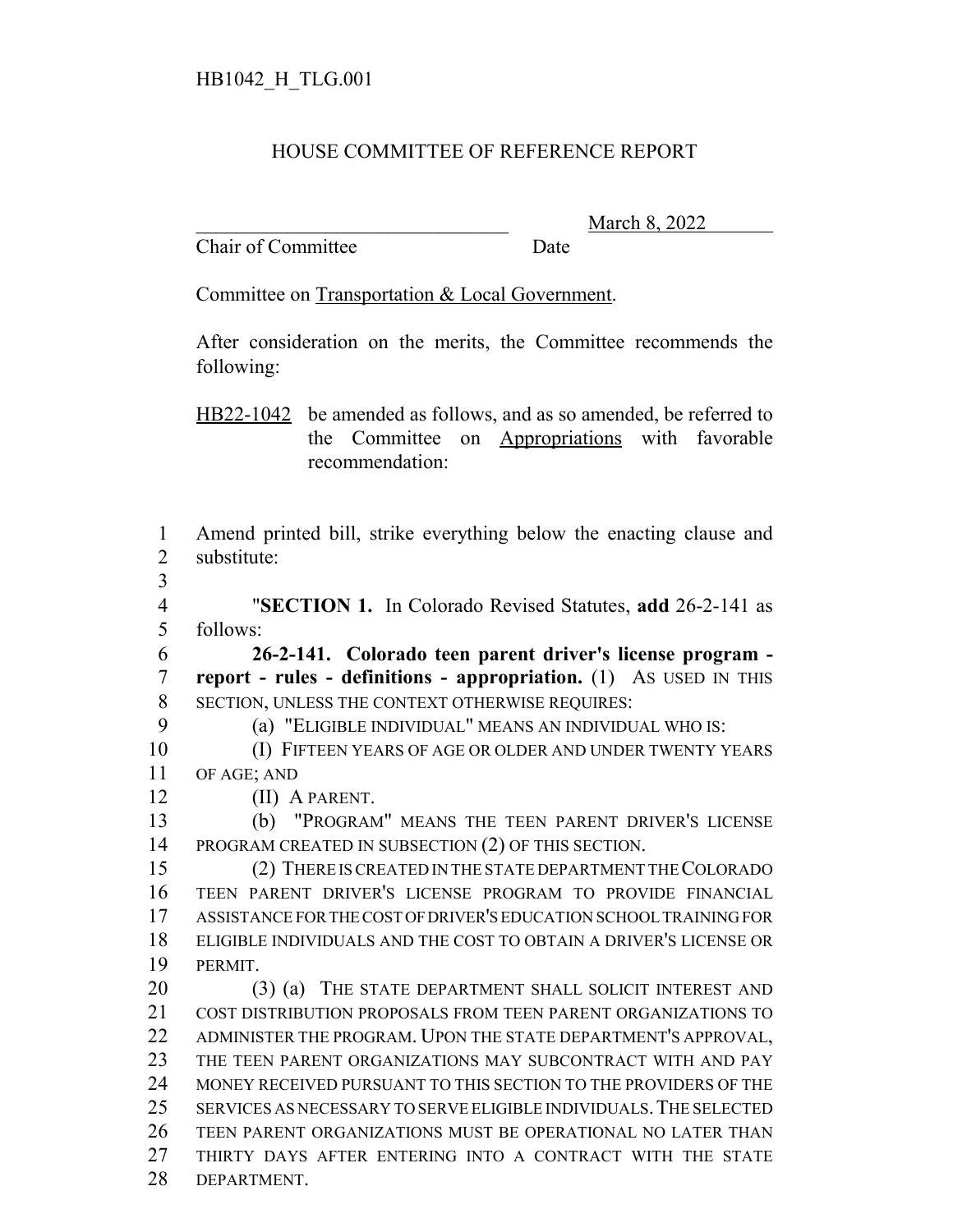HB1042_H_TLG.001

# HOUSE COMMITTEE OF REFERENCE REPORT

________________________________ March 8, 2022
Chair of Committee Date

Committee on Transportation & Local Government.

After consideration on the merits, the Committee recommends the following:

HB22-1042 be amended as follows, and as so amended, be referred to the Committee on Appropriations with favorable recommendation:

1 Amend printed bill, strike everything below the enacting clause and
2 substitute:
3
4 "**SECTION 1.** In Colorado Revised Statutes, **add** 26-2-141 as
5 follows:
6 **26-2-141. Colorado teen parent driver's license program -**
7 **report - rules - definitions - appropriation.** (1) AS USED IN THIS
8 SECTION, UNLESS THE CONTEXT OTHERWISE REQUIRES:
9 (a) "ELIGIBLE INDIVIDUAL" MEANS AN INDIVIDUAL WHO IS:
10 (I) FIFTEEN YEARS OF AGE OR OLDER AND UNDER TWENTY YEARS
11 OF AGE; AND
12 (II) A PARENT.
13 (b) "PROGRAM" MEANS THE TEEN PARENT DRIVER'S LICENSE
14 PROGRAM CREATED IN SUBSECTION (2) OF THIS SECTION.
15 (2) THERE IS CREATED IN THE STATE DEPARTMENT THE COLORADO
16 TEEN PARENT DRIVER'S LICENSE PROGRAM TO PROVIDE FINANCIAL
17 ASSISTANCE FOR THE COST OF DRIVER'S EDUCATION SCHOOL TRAINING FOR
18 ELIGIBLE INDIVIDUALS AND THE COST TO OBTAIN A DRIVER'S LICENSE OR
19 PERMIT.
20 (3) (a) THE STATE DEPARTMENT SHALL SOLICIT INTEREST AND
21 COST DISTRIBUTION PROPOSALS FROM TEEN PARENT ORGANIZATIONS TO
22 ADMINISTER THE PROGRAM. UPON THE STATE DEPARTMENT'S APPROVAL,
23 THE TEEN PARENT ORGANIZATIONS MAY SUBCONTRACT WITH AND PAY
24 MONEY RECEIVED PURSUANT TO THIS SECTION TO THE PROVIDERS OF THE
25 SERVICES AS NECESSARY TO SERVE ELIGIBLE INDIVIDUALS. THE SELECTED
26 TEEN PARENT ORGANIZATIONS MUST BE OPERATIONAL NO LATER THAN
27 THIRTY DAYS AFTER ENTERING INTO A CONTRACT WITH THE STATE
28 DEPARTMENT.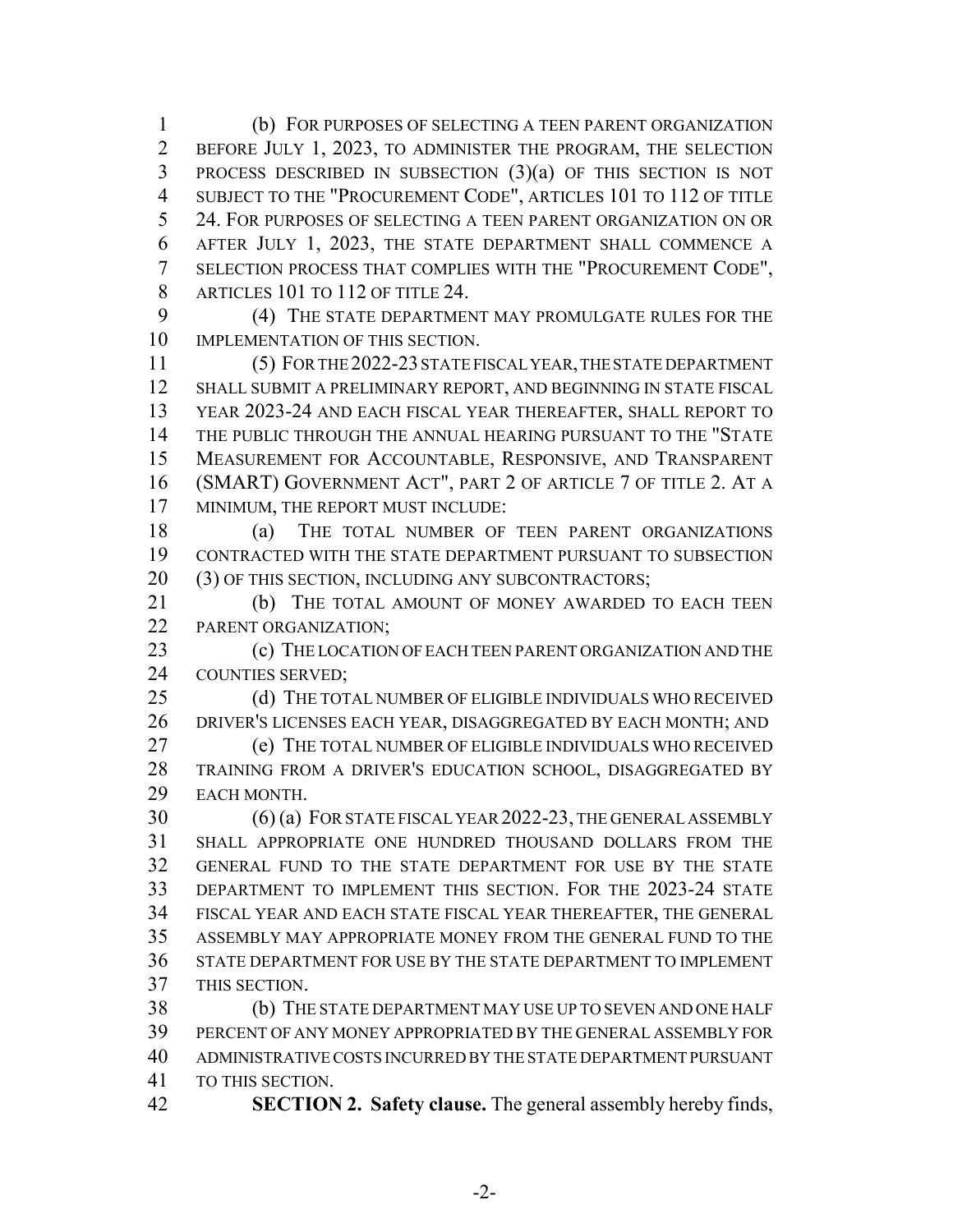(b) FOR PURPOSES OF SELECTING A TEEN PARENT ORGANIZATION BEFORE JULY 1, 2023, TO ADMINISTER THE PROGRAM, THE SELECTION PROCESS DESCRIBED IN SUBSECTION (3)(a) OF THIS SECTION IS NOT SUBJECT TO THE "PROCUREMENT CODE", ARTICLES 101 TO 112 OF TITLE 24. FOR PURPOSES OF SELECTING A TEEN PARENT ORGANIZATION ON OR AFTER JULY 1, 2023, THE STATE DEPARTMENT SHALL COMMENCE A SELECTION PROCESS THAT COMPLIES WITH THE "PROCUREMENT CODE", ARTICLES 101 TO 112 OF TITLE 24.

(4) THE STATE DEPARTMENT MAY PROMULGATE RULES FOR THE IMPLEMENTATION OF THIS SECTION.

(5) FOR THE 2022-23 STATE FISCAL YEAR, THE STATE DEPARTMENT SHALL SUBMIT A PRELIMINARY REPORT, AND BEGINNING IN STATE FISCAL YEAR 2023-24 AND EACH FISCAL YEAR THEREAFTER, SHALL REPORT TO THE PUBLIC THROUGH THE ANNUAL HEARING PURSUANT TO THE "STATE MEASUREMENT FOR ACCOUNTABLE, RESPONSIVE, AND TRANSPARENT (SMART) GOVERNMENT ACT", PART 2 OF ARTICLE 7 OF TITLE 2. AT A MINIMUM, THE REPORT MUST INCLUDE:

(a) THE TOTAL NUMBER OF TEEN PARENT ORGANIZATIONS CONTRACTED WITH THE STATE DEPARTMENT PURSUANT TO SUBSECTION (3) OF THIS SECTION, INCLUDING ANY SUBCONTRACTORS;

(b) THE TOTAL AMOUNT OF MONEY AWARDED TO EACH TEEN PARENT ORGANIZATION;

(c) THE LOCATION OF EACH TEEN PARENT ORGANIZATION AND THE COUNTIES SERVED;

(d) THE TOTAL NUMBER OF ELIGIBLE INDIVIDUALS WHO RECEIVED DRIVER'S LICENSES EACH YEAR, DISAGGREGATED BY EACH MONTH; AND

(e) THE TOTAL NUMBER OF ELIGIBLE INDIVIDUALS WHO RECEIVED TRAINING FROM A DRIVER'S EDUCATION SCHOOL, DISAGGREGATED BY EACH MONTH.

(6) (a) FOR STATE FISCAL YEAR 2022-23, THE GENERAL ASSEMBLY SHALL APPROPRIATE ONE HUNDRED THOUSAND DOLLARS FROM THE GENERAL FUND TO THE STATE DEPARTMENT FOR USE BY THE STATE DEPARTMENT TO IMPLEMENT THIS SECTION. FOR THE 2023-24 STATE FISCAL YEAR AND EACH STATE FISCAL YEAR THEREAFTER, THE GENERAL ASSEMBLY MAY APPROPRIATE MONEY FROM THE GENERAL FUND TO THE STATE DEPARTMENT FOR USE BY THE STATE DEPARTMENT TO IMPLEMENT THIS SECTION.

(b) THE STATE DEPARTMENT MAY USE UP TO SEVEN AND ONE HALF PERCENT OF ANY MONEY APPROPRIATED BY THE GENERAL ASSEMBLY FOR ADMINISTRATIVE COSTS INCURRED BY THE STATE DEPARTMENT PURSUANT TO THIS SECTION.

**SECTION 2. Safety clause.** The general assembly hereby finds,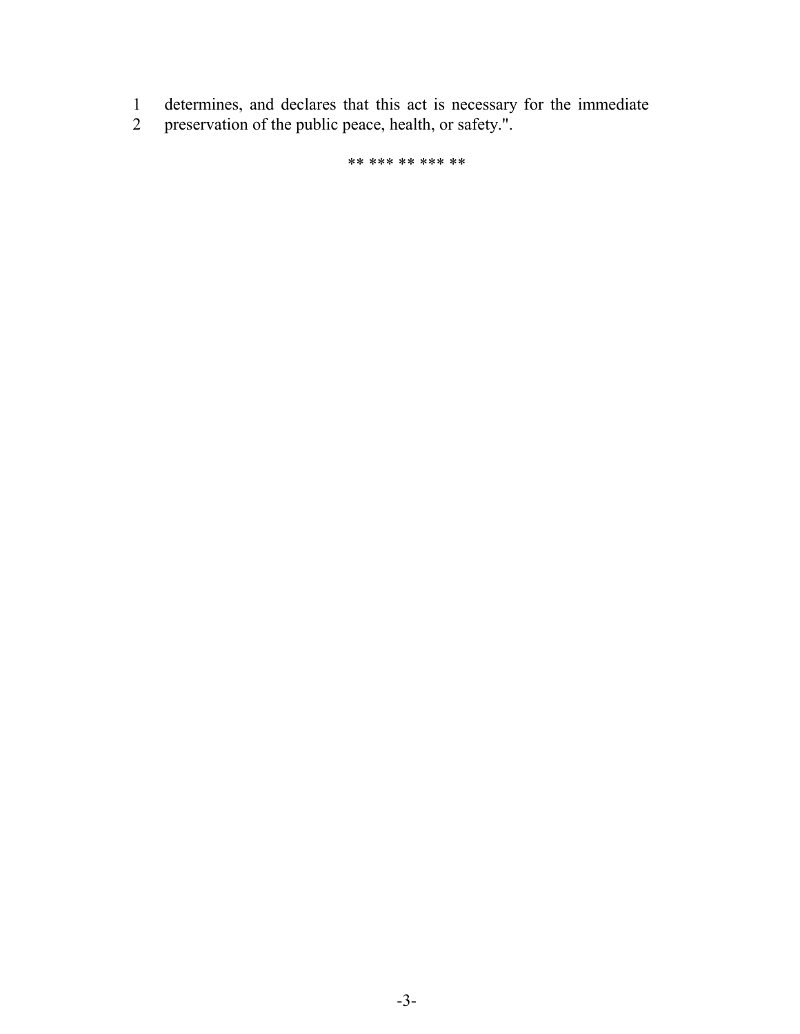1 determines, and declares that this act is necessary for the immediate
2 preservation of the public peace, health, or safety.".

** *** ** *** **